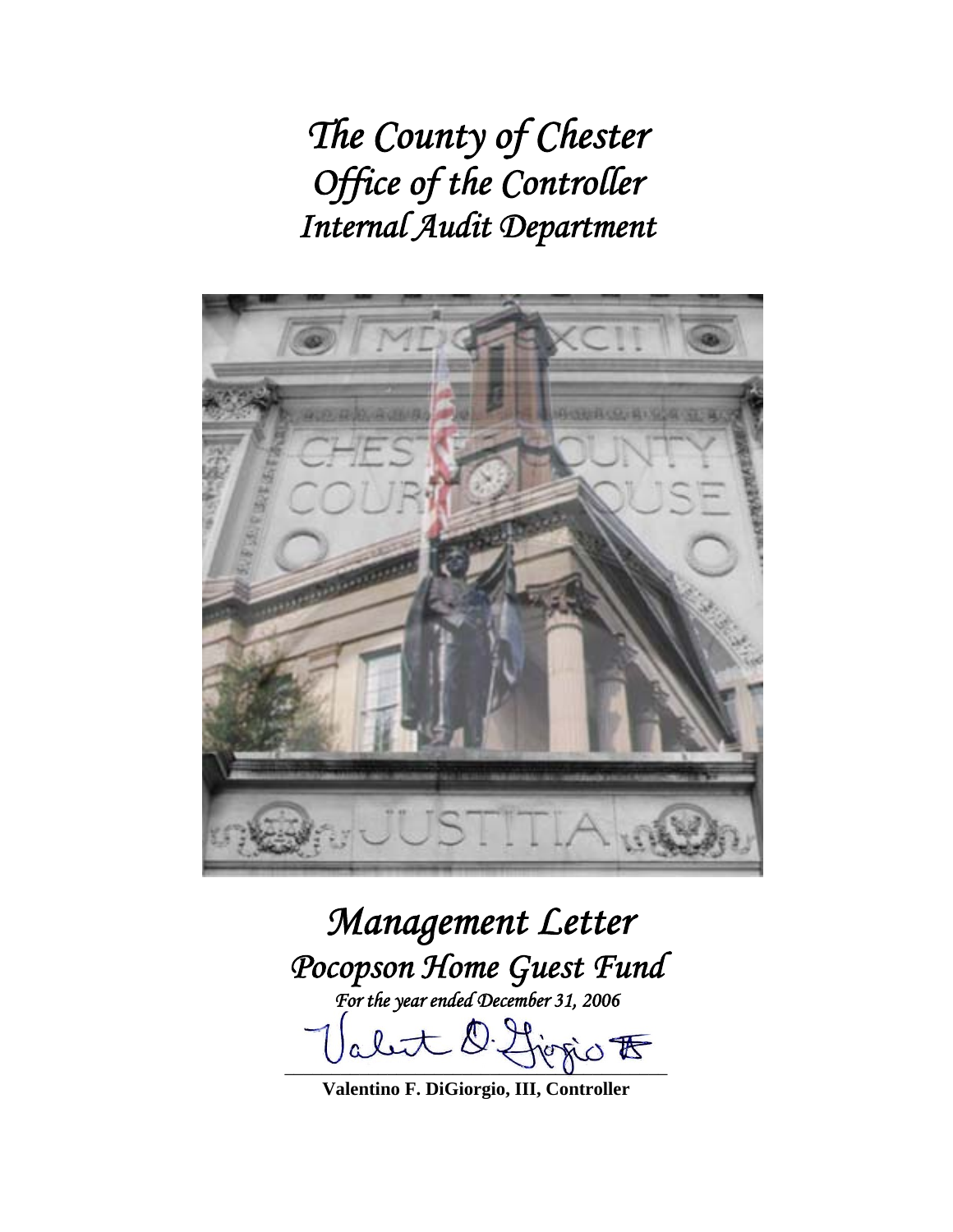# *The County of Chester*
# *Office of the Controller*
# *Internal Audit Department*

# *Management Letter*
## *Pocopson Home Guest Fund*
*For the year ended December 31, 2006*

**Valentino F. DiGiorgio, III, Controller**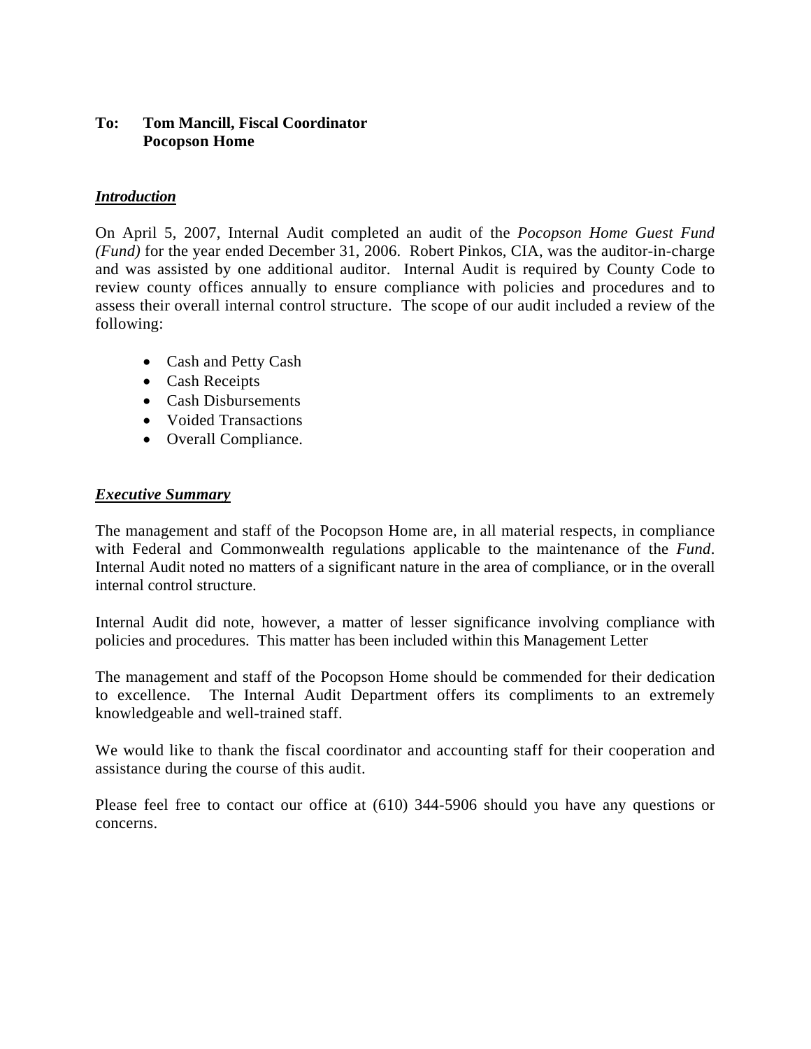**To: Tom Mancill, Fiscal Coordinator**
**Pocopson Home**

***Introduction***

On April 5, 2007, Internal Audit completed an audit of the *Pocopson Home Guest Fund (Fund)* for the year ended December 31, 2006. Robert Pinkos, CIA, was the auditor-in-charge and was assisted by one additional auditor. Internal Audit is required by County Code to review county offices annually to ensure compliance with policies and procedures and to assess their overall internal control structure. The scope of our audit included a review of the following:

- Cash and Petty Cash
- Cash Receipts
- Cash Disbursements
- Voided Transactions
- Overall Compliance.

***Executive Summary***

The management and staff of the Pocopson Home are, in all material respects, in compliance with Federal and Commonwealth regulations applicable to the maintenance of the *Fund*. Internal Audit noted no matters of a significant nature in the area of compliance, or in the overall internal control structure.

Internal Audit did note, however, a matter of lesser significance involving compliance with policies and procedures. This matter has been included within this Management Letter

The management and staff of the Pocopson Home should be commended for their dedication to excellence. The Internal Audit Department offers its compliments to an extremely knowledgeable and well-trained staff.

We would like to thank the fiscal coordinator and accounting staff for their cooperation and assistance during the course of this audit.

Please feel free to contact our office at (610) 344-5906 should you have any questions or concerns.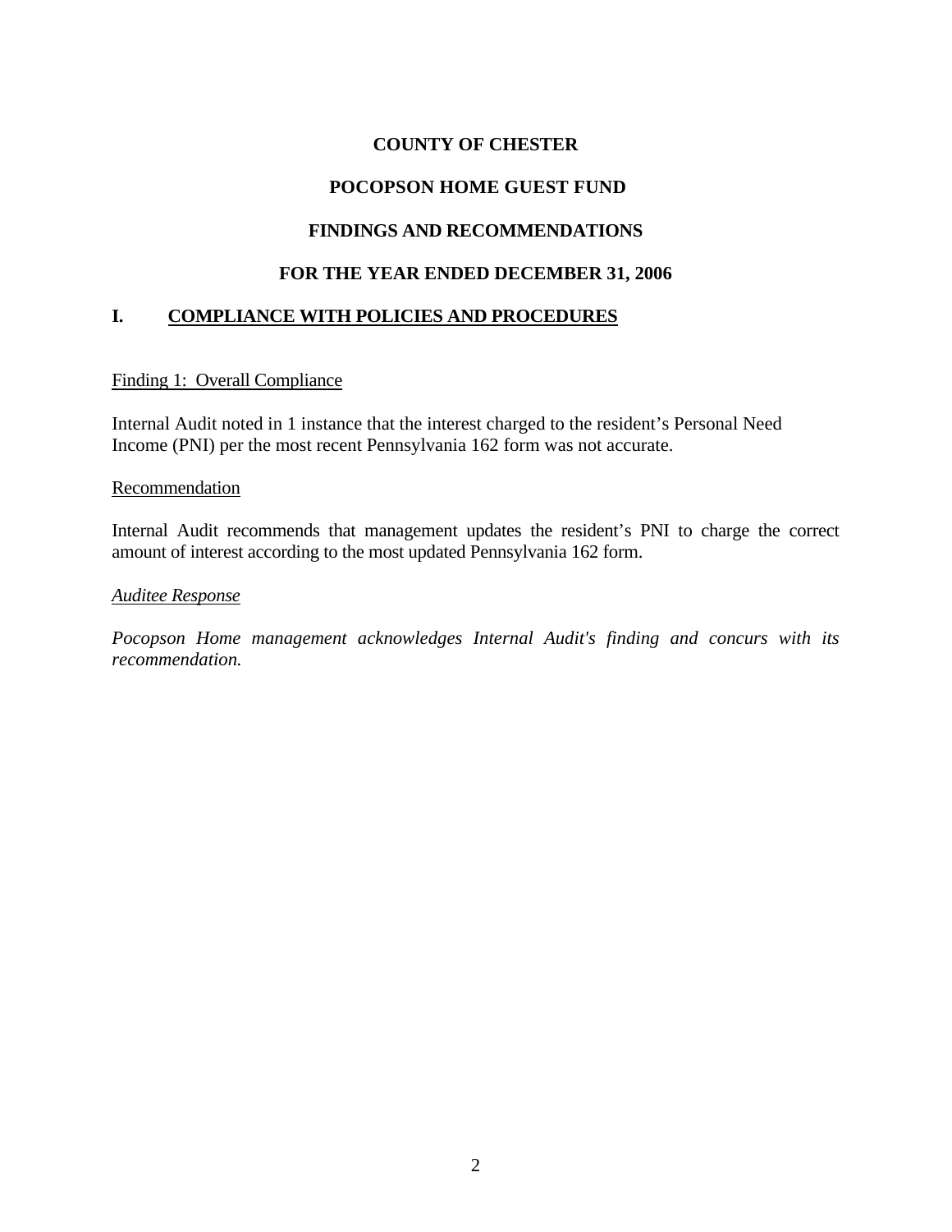**COUNTY OF CHESTER**

**POCOPSON HOME GUEST FUND**

**FINDINGS AND RECOMMENDATIONS**

**FOR THE YEAR ENDED DECEMBER 31, 2006**

## I. COMPLIANCE WITH POLICIES AND PROCEDURES

Finding 1: Overall Compliance

Internal Audit noted in 1 instance that the interest charged to the resident's Personal Need Income (PNI) per the most recent Pennsylvania 162 form was not accurate.

Recommendation

Internal Audit recommends that management updates the resident's PNI to charge the correct amount of interest according to the most updated Pennsylvania 162 form.

*Auditee Response*

*Pocopson Home management acknowledges Internal Audit's finding and concurs with its recommendation.*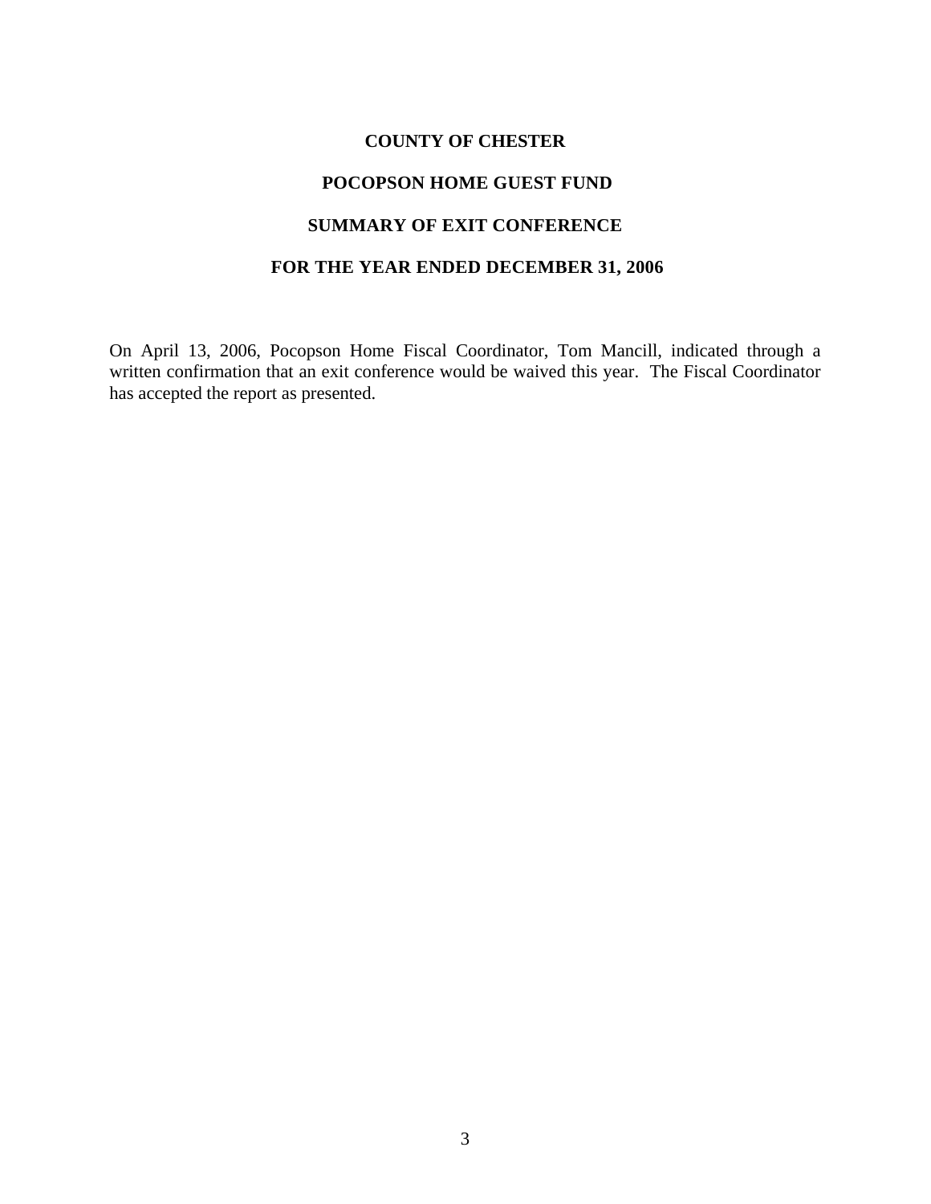# COUNTY OF CHESTER

## POCOPSON HOME GUEST FUND

## SUMMARY OF EXIT CONFERENCE

## FOR THE YEAR ENDED DECEMBER 31, 2006

On April 13, 2006, Pocopson Home Fiscal Coordinator, Tom Mancill, indicated through a written confirmation that an exit conference would be waived this year. The Fiscal Coordinator has accepted the report as presented.